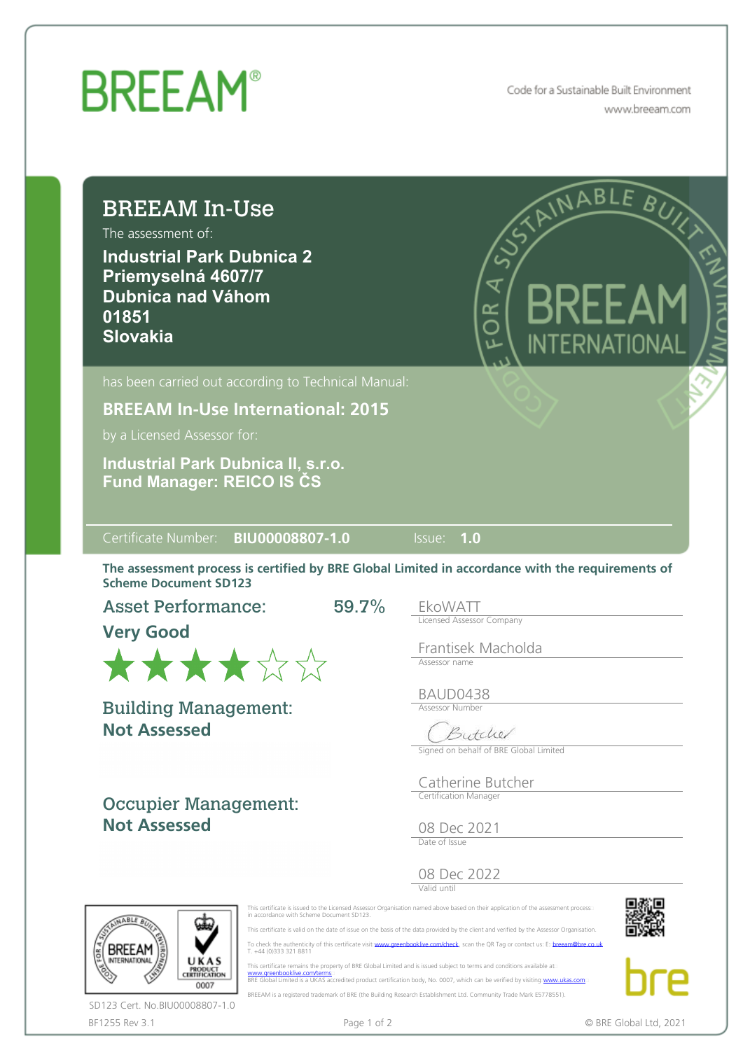# BREEAM®

Code for a Sustainable Built Environment
www.breeam.com

## BREEAM In-Use

The assessment of:

**Industrial Park Dubnica 2**
**Priemyselná 4607/7**
**Dubnica nad Váhom**
**01851**
**Slovakia**

has been carried out according to Technical Manual:

**BREEAM In-Use International: 2015**

by a Licensed Assessor for:

**Industrial Park Dubnica II, s.r.o.**
**Fund Manager: REICO IS ČS**

Certificate Number: **BIU00008807-1.0** Issue: **1.0**

**The assessment process is certified by BRE Global Limited in accordance with the requirements of Scheme Document SD123**

**Asset Performance:** **59.7%**

**Very Good**

★★★★☆☆

**Building Management:**
**Not Assessed**

**Occupier Management:**
**Not Assessed**

EkoWATT
Licensed Assessor Company

Frantisek Macholda
Assessor name

BAUD0438
Assessor Number

Butcher
Signed on behalf of BRE Global Limited

Catherine Butcher
Certification Manager

08 Dec 2021
Date of Issue

08 Dec 2022
Valid until

This certificate is issued to the Licensed Assessor Organisation named above based on their application of the assessment process in accordance with Scheme Document SD123.

This certificate is valid on the date of issue on the basis of the data provided by the client and verified by the Assessor Organisation.

To check the authenticity of this certificate visit www.greenbooklive.com/check, scan the QR Tag or contact us: E: breeam@bre.co.uk T. +44 (0)333 321 8811

This certificate remains the property of BRE Global Limited and is issued subject to terms and conditions available at www.greenbooklive.com/terms
BRE Global Limited is a UKAS accredited product certification body, No. 0007, which can be verified by visiting www.ukas.com

BREEAM is a registered trademark of BRE (the Building Research Establishment Ltd. Community Trade Mark E5778551).

SD123 Cert. No.BIU00008807-1.0

BF1255 Rev 3.1

© BRE Global Ltd, 2021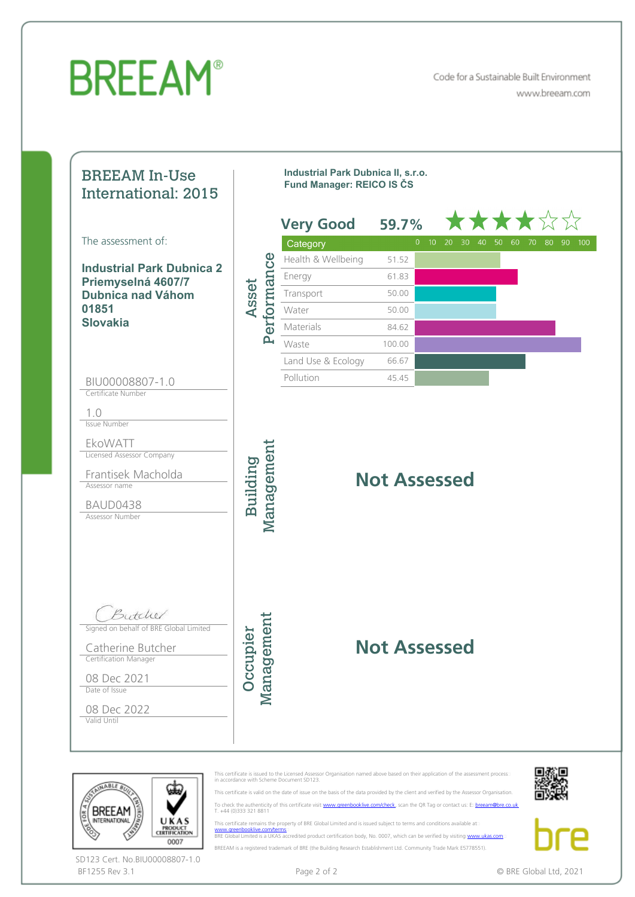BREEAM®

Code for a Sustainable Built Environment
www.breeam.com

## BREEAM In-Use International: 2015

**Industrial Park Dubnica II, s.r.o.**
**Fund Manager: REICO IS ČS**

The assessment of:

**Industrial Park Dubnica 2**
**Priemyselná 4607/7**
**Dubnica nad Váhom**
**01851**
**Slovakia**

### Asset Performance

**Very Good** **59.7%** ★★★★☆☆

| Category | Score |
|---|---|
| Health & Wellbeing | 51.52 |
| Energy | 61.83 |
| Transport | 50.00 |
| Water | 50.00 |
| Materials | 84.62 |
| Waste | 100.00 |
| Land Use & Ecology | 66.67 |
| Pollution | 45.45 |

0 10 20 30 40 50 60 70 80 90 100

### Building Management

**Not Assessed**

### Occupier Management

**Not Assessed**

BIU00008807-1.0
Certificate Number

1.0
Issue Number

EkoWATT
Licensed Assessor Company

Frantisek Macholda
Assessor name

BAUD0438
Assessor Number

Signed on behalf of BRE Global Limited

Catherine Butcher
Certification Manager

08 Dec 2021
Date of Issue

08 Dec 2022
Valid Until

This certificate is issued to the Licensed Assessor Organisation named above based on their application of the assessment process in accordance with Scheme Document SD123.

This certificate is valid on the date of issue on the basis of the data provided by the client and verified by the Assessor Organisation.

To check the authenticity of this certificate visit www.greenbooklive.com/check, scan the QR Tag or contact us: E: breeam@bre.co.uk T. +44 (0)333 321 8811

This certificate remains the property of BRE Global Limited and is issued subject to terms and conditions available at: www.greenbooklive.com/terms
BRE Global Limited is a UKAS accredited product certification body, No. 0007, which can be verified by visiting www.ukas.com

BREEAM is a registered trademark of BRE (the Building Research Establishment Ltd. Community Trade Mark E5778551).

SD123 Cert. No.BIU00008807-1.0
BF1255 Rev 3.1

© BRE Global Ltd, 2021